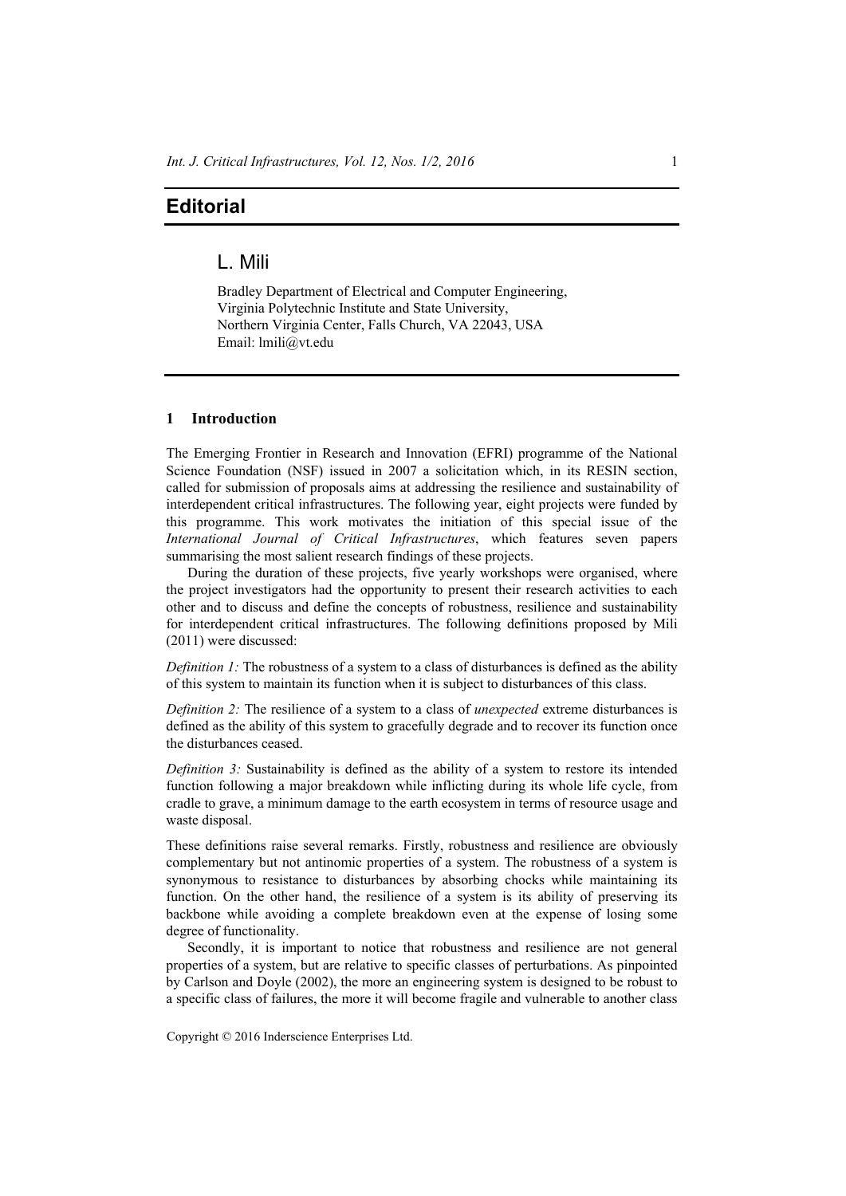# Editorial

## L. Mili

Bradley Department of Electrical and Computer Engineering,
Virginia Polytechnic Institute and State University,
Northern Virginia Center, Falls Church, VA 22043, USA
Email: lmili@vt.edu

## 1 Introduction

The Emerging Frontier in Research and Innovation (EFRI) programme of the National Science Foundation (NSF) issued in 2007 a solicitation which, in its RESIN section, called for submission of proposals aims at addressing the resilience and sustainability of interdependent critical infrastructures. The following year, eight projects were funded by this programme. This work motivates the initiation of this special issue of the *International Journal of Critical Infrastructures*, which features seven papers summarising the most salient research findings of these projects.

During the duration of these projects, five yearly workshops were organised, where the project investigators had the opportunity to present their research activities to each other and to discuss and define the concepts of robustness, resilience and sustainability for interdependent critical infrastructures. The following definitions proposed by Mili (2011) were discussed:

*Definition 1:* The robustness of a system to a class of disturbances is defined as the ability of this system to maintain its function when it is subject to disturbances of this class.

*Definition 2:* The resilience of a system to a class of *unexpected* extreme disturbances is defined as the ability of this system to gracefully degrade and to recover its function once the disturbances ceased.

*Definition 3:* Sustainability is defined as the ability of a system to restore its intended function following a major breakdown while inflicting during its whole life cycle, from cradle to grave, a minimum damage to the earth ecosystem in terms of resource usage and waste disposal.

These definitions raise several remarks. Firstly, robustness and resilience are obviously complementary but not antinomic properties of a system. The robustness of a system is synonymous to resistance to disturbances by absorbing chocks while maintaining its function. On the other hand, the resilience of a system is its ability of preserving its backbone while avoiding a complete breakdown even at the expense of losing some degree of functionality.

Secondly, it is important to notice that robustness and resilience are not general properties of a system, but are relative to specific classes of perturbations. As pinpointed by Carlson and Doyle (2002), the more an engineering system is designed to be robust to a specific class of failures, the more it will become fragile and vulnerable to another class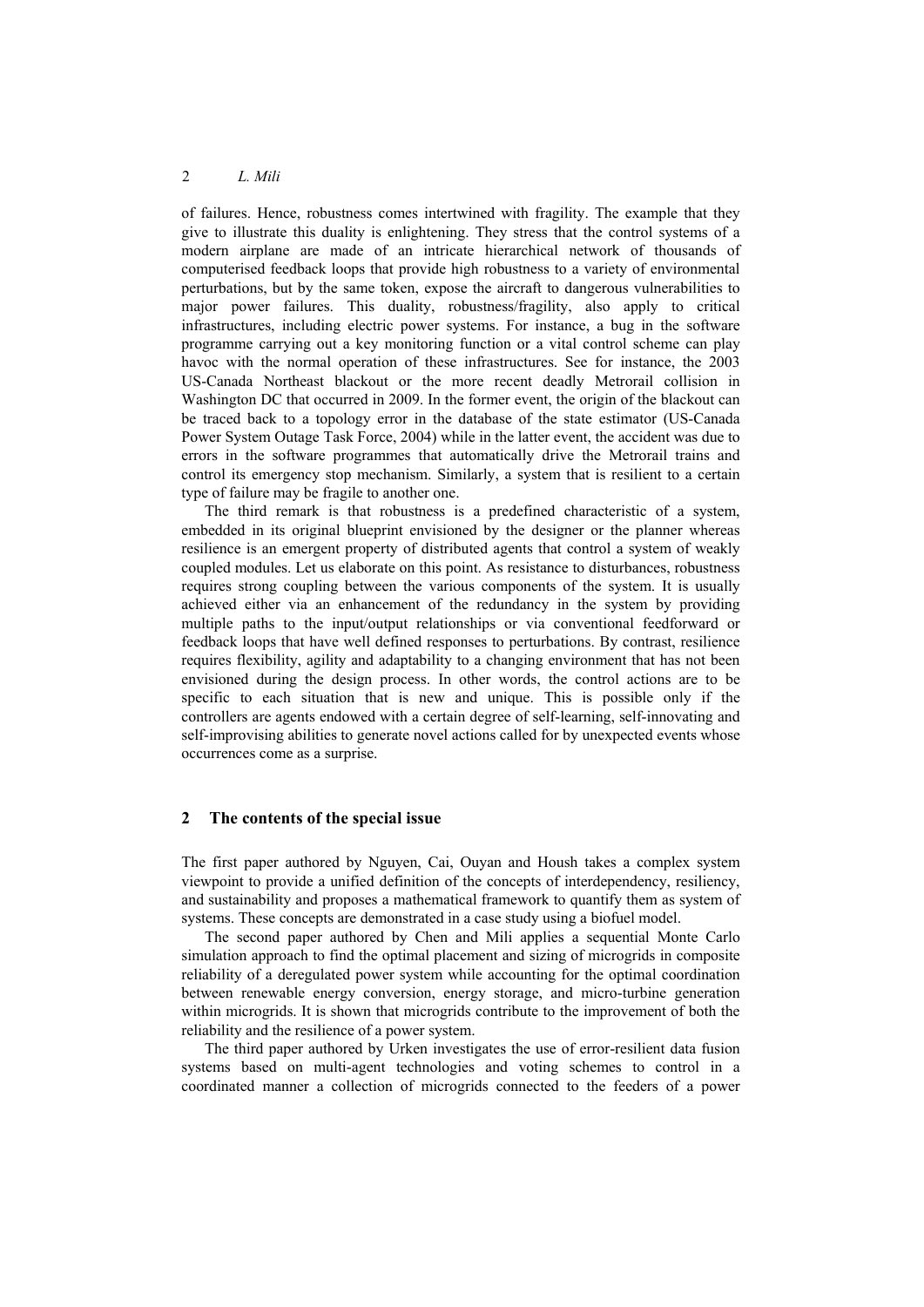of failures. Hence, robustness comes intertwined with fragility. The example that they give to illustrate this duality is enlightening. They stress that the control systems of a modern airplane are made of an intricate hierarchical network of thousands of computerised feedback loops that provide high robustness to a variety of environmental perturbations, but by the same token, expose the aircraft to dangerous vulnerabilities to major power failures. This duality, robustness/fragility, also apply to critical infrastructures, including electric power systems. For instance, a bug in the software programme carrying out a key monitoring function or a vital control scheme can play havoc with the normal operation of these infrastructures. See for instance, the 2003 US-Canada Northeast blackout or the more recent deadly Metrorail collision in Washington DC that occurred in 2009. In the former event, the origin of the blackout can be traced back to a topology error in the database of the state estimator (US-Canada Power System Outage Task Force, 2004) while in the latter event, the accident was due to errors in the software programmes that automatically drive the Metrorail trains and control its emergency stop mechanism. Similarly, a system that is resilient to a certain type of failure may be fragile to another one.

The third remark is that robustness is a predefined characteristic of a system, embedded in its original blueprint envisioned by the designer or the planner whereas resilience is an emergent property of distributed agents that control a system of weakly coupled modules. Let us elaborate on this point. As resistance to disturbances, robustness requires strong coupling between the various components of the system. It is usually achieved either via an enhancement of the redundancy in the system by providing multiple paths to the input/output relationships or via conventional feedforward or feedback loops that have well defined responses to perturbations. By contrast, resilience requires flexibility, agility and adaptability to a changing environment that has not been envisioned during the design process. In other words, the control actions are to be specific to each situation that is new and unique. This is possible only if the controllers are agents endowed with a certain degree of self-learning, self-innovating and self-improvising abilities to generate novel actions called for by unexpected events whose occurrences come as a surprise.

## 2 The contents of the special issue

The first paper authored by Nguyen, Cai, Ouyan and Housh takes a complex system viewpoint to provide a unified definition of the concepts of interdependency, resiliency, and sustainability and proposes a mathematical framework to quantify them as system of systems. These concepts are demonstrated in a case study using a biofuel model.

The second paper authored by Chen and Mili applies a sequential Monte Carlo simulation approach to find the optimal placement and sizing of microgrids in composite reliability of a deregulated power system while accounting for the optimal coordination between renewable energy conversion, energy storage, and micro-turbine generation within microgrids. It is shown that microgrids contribute to the improvement of both the reliability and the resilience of a power system.

The third paper authored by Urken investigates the use of error-resilient data fusion systems based on multi-agent technologies and voting schemes to control in a coordinated manner a collection of microgrids connected to the feeders of a power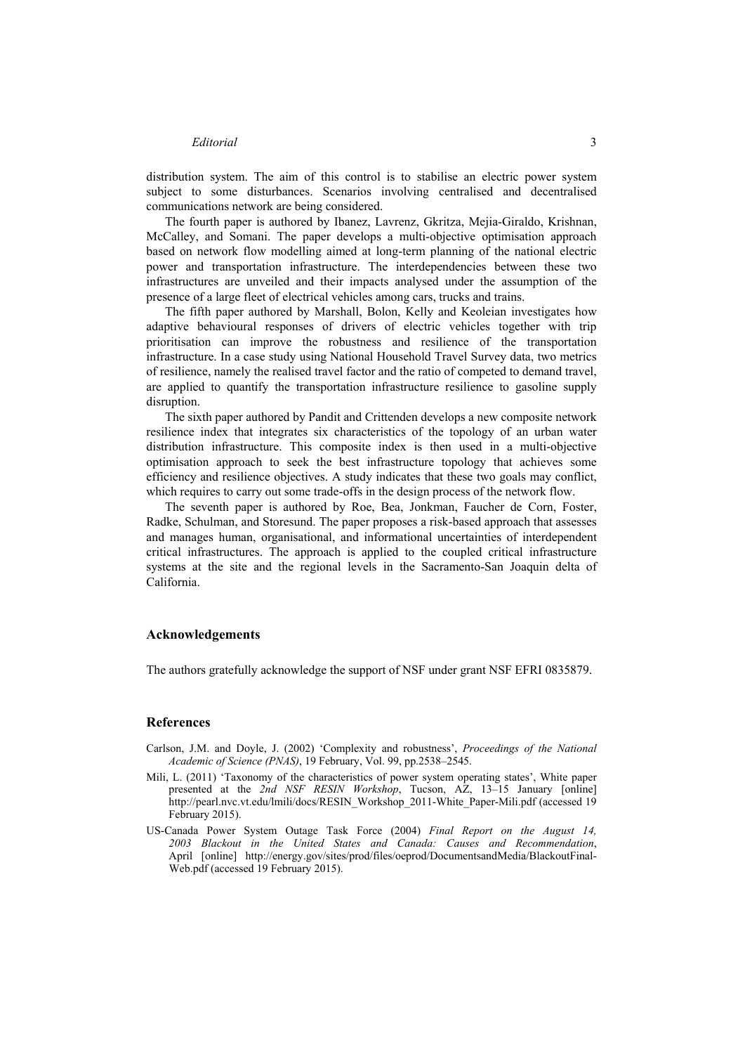distribution system. The aim of this control is to stabilise an electric power system subject to some disturbances. Scenarios involving centralised and decentralised communications network are being considered.

The fourth paper is authored by Ibanez, Lavrenz, Gkritza, Mejia-Giraldo, Krishnan, McCalley, and Somani. The paper develops a multi-objective optimisation approach based on network flow modelling aimed at long-term planning of the national electric power and transportation infrastructure. The interdependencies between these two infrastructures are unveiled and their impacts analysed under the assumption of the presence of a large fleet of electrical vehicles among cars, trucks and trains.

The fifth paper authored by Marshall, Bolon, Kelly and Keoleian investigates how adaptive behavioural responses of drivers of electric vehicles together with trip prioritisation can improve the robustness and resilience of the transportation infrastructure. In a case study using National Household Travel Survey data, two metrics of resilience, namely the realised travel factor and the ratio of competed to demand travel, are applied to quantify the transportation infrastructure resilience to gasoline supply disruption.

The sixth paper authored by Pandit and Crittenden develops a new composite network resilience index that integrates six characteristics of the topology of an urban water distribution infrastructure. This composite index is then used in a multi-objective optimisation approach to seek the best infrastructure topology that achieves some efficiency and resilience objectives. A study indicates that these two goals may conflict, which requires to carry out some trade-offs in the design process of the network flow.

The seventh paper is authored by Roe, Bea, Jonkman, Faucher de Corn, Foster, Radke, Schulman, and Storesund. The paper proposes a risk-based approach that assesses and manages human, organisational, and informational uncertainties of interdependent critical infrastructures. The approach is applied to the coupled critical infrastructure systems at the site and the regional levels in the Sacramento-San Joaquin delta of California.

## Acknowledgements

The authors gratefully acknowledge the support of NSF under grant NSF EFRI 0835879.

## References

Carlson, J.M. and Doyle, J. (2002) 'Complexity and robustness', *Proceedings of the National Academic of Science (PNAS)*, 19 February, Vol. 99, pp.2538–2545.

Mili, L. (2011) 'Taxonomy of the characteristics of power system operating states', White paper presented at the *2nd NSF RESIN Workshop*, Tucson, AZ, 13–15 January [online] http://pearl.nvc.vt.edu/lmili/docs/RESIN_Workshop_2011-White_Paper-Mili.pdf (accessed 19 February 2015).

US-Canada Power System Outage Task Force (2004) *Final Report on the August 14, 2003 Blackout in the United States and Canada: Causes and Recommendation*, April [online] http://energy.gov/sites/prod/files/oeprod/DocumentsandMedia/BlackoutFinal-Web.pdf (accessed 19 February 2015).